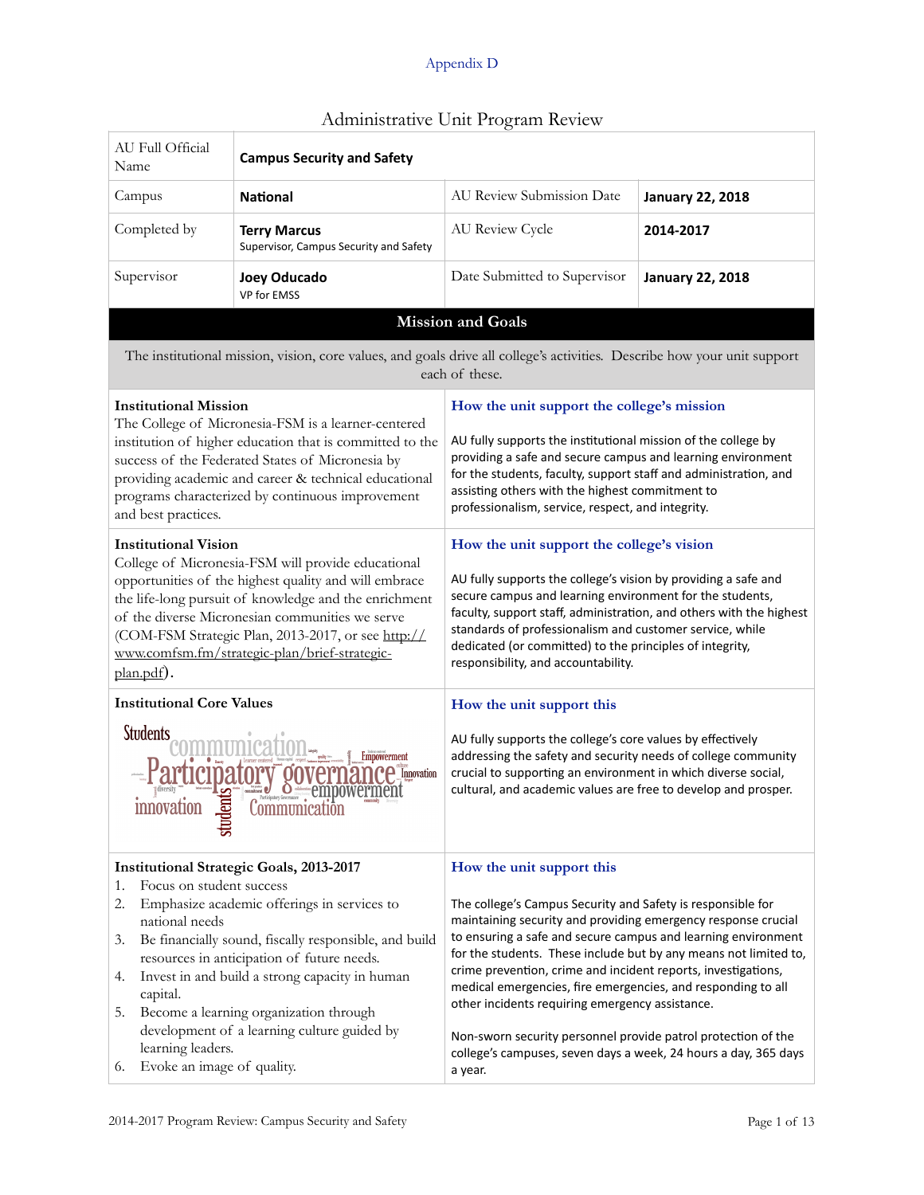Appendix D

# Administrative Unit Program Review

| AU Full Official Name | **Campus Security and Safety** | | |
|---|---|---|---|
| Campus | **National** | AU Review Submission Date | **January 22, 2018** |
| Completed by | **Terry Marcus** Supervisor, Campus Security and Safety | AU Review Cycle | **2014-2017** |
| Supervisor | **Joey Oducado** VP for EMSS | Date Submitted to Supervisor | **January 22, 2018** |

## Mission and Goals

The institutional mission, vision, core values, and goals drive all college's activities. Describe how your unit support each of these.

| | |
|---|---|
| **Institutional Mission**<br>The College of Micronesia-FSM is a learner-centered institution of higher education that is committed to the success of the Federated States of Micronesia by providing academic and career & technical educational programs characterized by continuous improvement and best practices. | **How the unit support the college's mission**<br><br>AU fully supports the institutional mission of the college by providing a safe and secure campus and learning environment for the students, faculty, support staff and administration, and assisting others with the highest commitment to professionalism, service, respect, and integrity. |
| **Institutional Vision**<br>College of Micronesia-FSM will provide educational opportunities of the highest quality and will embrace the life-long pursuit of knowledge and the enrichment of the diverse Micronesian communities we serve (COM-FSM Strategic Plan, 2013-2017, or see http://www.comfsm.fm/strategic-plan/brief-strategic-plan.pdf). | **How the unit support the college's vision**<br><br>AU fully supports the college's vision by providing a safe and secure campus and learning environment for the students, faculty, support staff, administration, and others with the highest standards of professionalism and customer service, while dedicated (or committed) to the principles of integrity, responsibility, and accountability. |
| **Institutional Core Values**<br>Students, communication, Participatory governance, Empowerment, Innovation, empowerment, diversity, innovation, students, Communication | **How the unit support this**<br><br>AU fully supports the college's core values by effectively addressing the safety and security needs of college community crucial to supporting an environment in which diverse social, cultural, and academic values are free to develop and prosper. |
| **Institutional Strategic Goals, 2013-2017**<br>1. Focus on student success<br>2. Emphasize academic offerings in services to national needs<br>3. Be financially sound, fiscally responsible, and build resources in anticipation of future needs.<br>4. Invest in and build a strong capacity in human capital.<br>5. Become a learning organization through development of a learning culture guided by learning leaders.<br>6. Evoke an image of quality. | **How the unit support this**<br><br>The college's Campus Security and Safety is responsible for maintaining security and providing emergency response crucial to ensuring a safe and secure campus and learning environment for the students. These include but by any means not limited to, crime prevention, crime and incident reports, investigations, medical emergencies, fire emergencies, and responding to all other incidents requiring emergency assistance.<br><br>Non-sworn security personnel provide patrol protection of the college's campuses, seven days a week, 24 hours a day, 365 days a year. |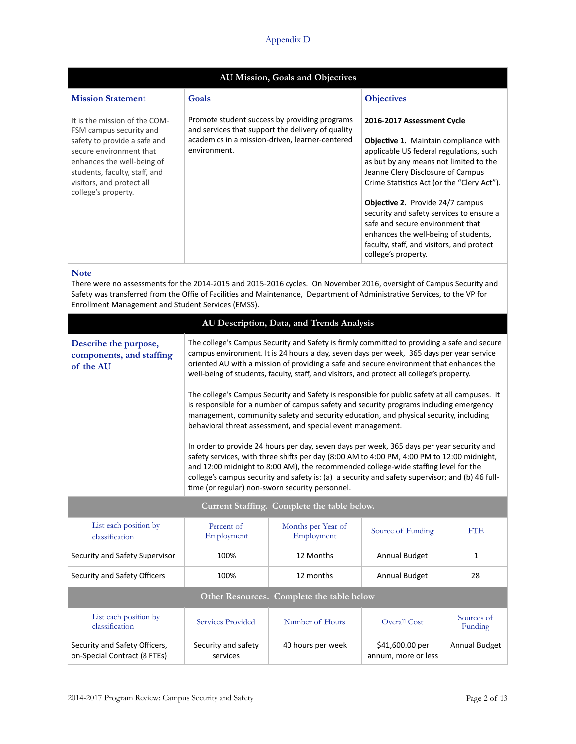Appendix D

## AU Mission, Goals and Objectives

| Mission Statement | Goals | Objectives |
|---|---|---|
| It is the mission of the COM-FSM campus security and safety to provide a safe and secure environment that enhances the well-being of students, faculty, staff, and visitors, and protect all college's property. | Promote student success by providing programs and services that support the delivery of quality academics in a mission-driven, learner-centered environment. | **2016-2017 Assessment Cycle**<br><br>**Objective 1.** Maintain compliance with applicable US federal regulations, such as but by any means not limited to the Jeanne Clery Disclosure of Campus Crime Statistics Act (or the "Clery Act").<br><br>**Objective 2.** Provide 24/7 campus security and safety services to ensure a safe and secure environment that enhances the well-being of students, faculty, staff, and visitors, and protect college's property. |

**Note**

There were no assessments for the 2014-2015 and 2015-2016 cycles. On November 2016, oversight of Campus Security and Safety was transferred from the Offie of Facilities and Maintenance, Department of Administrative Services, to the VP for Enrollment Management and Student Services (EMSS).

## AU Description, Data, and Trends Analysis

**Describe the purpose, components, and staffing of the AU**

The college's Campus Security and Safety is firmly committed to providing a safe and secure campus environment. It is 24 hours a day, seven days per week, 365 days per year service oriented AU with a mission of providing a safe and secure environment that enhances the well-being of students, faculty, staff, and visitors, and protect all college's property.

The college's Campus Security and Safety is responsible for public safety at all campuses. It is responsible for a number of campus safety and security programs including emergency management, community safety and security education, and physical security, including behavioral threat assessment, and special event management.

In order to provide 24 hours per day, seven days per week, 365 days per year security and safety services, with three shifts per day (8:00 AM to 4:00 PM, 4:00 PM to 12:00 midnight, and 12:00 midnight to 8:00 AM), the recommended college-wide staffing level for the college's campus security and safety is: (a) a security and safety supervisor; and (b) 46 full-time (or regular) non-sworn security personnel.

### Current Staffing. Complete the table below.

| List each position by classification | Percent of Employment | Months per Year of Employment | Source of Funding | FTE |
|---|---|---|---|---|
| Security and Safety Supervisor | 100% | 12 Months | Annual Budget | 1 |
| Security and Safety Officers | 100% | 12 months | Annual Budget | 28 |

### Other Resources. Complete the table below

| List each position by classification | Services Provided | Number of Hours | Overall Cost | Sources of Funding |
|---|---|---|---|---|
| Security and Safety Officers, on-Special Contract (8 FTEs) | Security and safety services | 40 hours per week | $41,600.00 per annum, more or less | Annual Budget |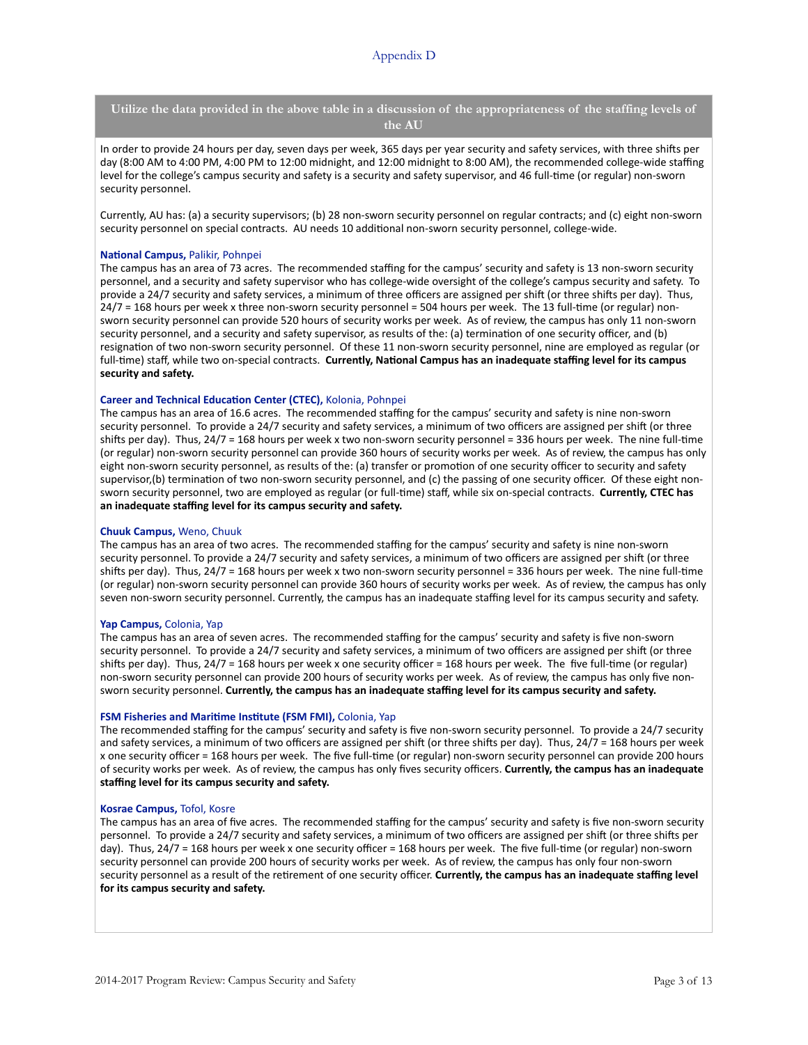Appendix D

## Utilize the data provided in the above table in a discussion of the appropriateness of the staffing levels of the AU

In order to provide 24 hours per day, seven days per week, 365 days per year security and safety services, with three shifts per day (8:00 AM to 4:00 PM, 4:00 PM to 12:00 midnight, and 12:00 midnight to 8:00 AM), the recommended college-wide staffing level for the college's campus security and safety is a security and safety supervisor, and 46 full-time (or regular) non-sworn security personnel.

Currently, AU has: (a) a security supervisors; (b) 28 non-sworn security personnel on regular contracts; and (c) eight non-sworn security personnel on special contracts. AU needs 10 additional non-sworn security personnel, college-wide.

**National Campus,** Palikir, Pohnpei

The campus has an area of 73 acres. The recommended staffing for the campus' security and safety is 13 non-sworn security personnel, and a security and safety supervisor who has college-wide oversight of the college's campus security and safety. To provide a 24/7 security and safety services, a minimum of three officers are assigned per shift (or three shifts per day). Thus, 24/7 = 168 hours per week x three non-sworn security personnel = 504 hours per week. The 13 full-time (or regular) non-sworn security personnel can provide 520 hours of security works per week. As of review, the campus has only 11 non-sworn security personnel, and a security and safety supervisor, as results of the: (a) termination of one security officer, and (b) resignation of two non-sworn security personnel. Of these 11 non-sworn security personnel, nine are employed as regular (or full-time) staff, while two on-special contracts. **Currently, National Campus has an inadequate staffing level for its campus security and safety.**

**Career and Technical Education Center (CTEC),** Kolonia, Pohnpei

The campus has an area of 16.6 acres. The recommended staffing for the campus' security and safety is nine non-sworn security personnel. To provide a 24/7 security and safety services, a minimum of two officers are assigned per shift (or three shifts per day). Thus, 24/7 = 168 hours per week x two non-sworn security personnel = 336 hours per week. The nine full-time (or regular) non-sworn security personnel can provide 360 hours of security works per week. As of review, the campus has only eight non-sworn security personnel, as results of the: (a) transfer or promotion of one security officer to security and safety supervisor,(b) termination of two non-sworn security personnel, and (c) the passing of one security officer. Of these eight non-sworn security personnel, two are employed as regular (or full-time) staff, while six on-special contracts. **Currently, CTEC has an inadequate staffing level for its campus security and safety.**

**Chuuk Campus,** Weno, Chuuk

The campus has an area of two acres. The recommended staffing for the campus' security and safety is nine non-sworn security personnel. To provide a 24/7 security and safety services, a minimum of two officers are assigned per shift (or three shifts per day). Thus, 24/7 = 168 hours per week x two non-sworn security personnel = 336 hours per week. The nine full-time (or regular) non-sworn security personnel can provide 360 hours of security works per week. As of review, the campus has only seven non-sworn security personnel. Currently, the campus has an inadequate staffing level for its campus security and safety.

**Yap Campus,** Colonia, Yap

The campus has an area of seven acres. The recommended staffing for the campus' security and safety is five non-sworn security personnel. To provide a 24/7 security and safety services, a minimum of two officers are assigned per shift (or three shifts per day). Thus, 24/7 = 168 hours per week x one security officer = 168 hours per week. The five full-time (or regular) non-sworn security personnel can provide 200 hours of security works per week. As of review, the campus has only five non-sworn security personnel. **Currently, the campus has an inadequate staffing level for its campus security and safety.**

**FSM Fisheries and Maritime Institute (FSM FMI),** Colonia, Yap

The recommended staffing for the campus' security and safety is five non-sworn security personnel. To provide a 24/7 security and safety services, a minimum of two officers are assigned per shift (or three shifts per day). Thus, 24/7 = 168 hours per week x one security officer = 168 hours per week. The five full-time (or regular) non-sworn security personnel can provide 200 hours of security works per week. As of review, the campus has only fives security officers. **Currently, the campus has an inadequate staffing level for its campus security and safety.**

**Kosrae Campus,** Tofol, Kosre

The campus has an area of five acres. The recommended staffing for the campus' security and safety is five non-sworn security personnel. To provide a 24/7 security and safety services, a minimum of two officers are assigned per shift (or three shifts per day). Thus, 24/7 = 168 hours per week x one security officer = 168 hours per week. The five full-time (or regular) non-sworn security personnel can provide 200 hours of security works per week. As of review, the campus has only four non-sworn security personnel as a result of the retirement of one security officer. **Currently, the campus has an inadequate staffing level for its campus security and safety.**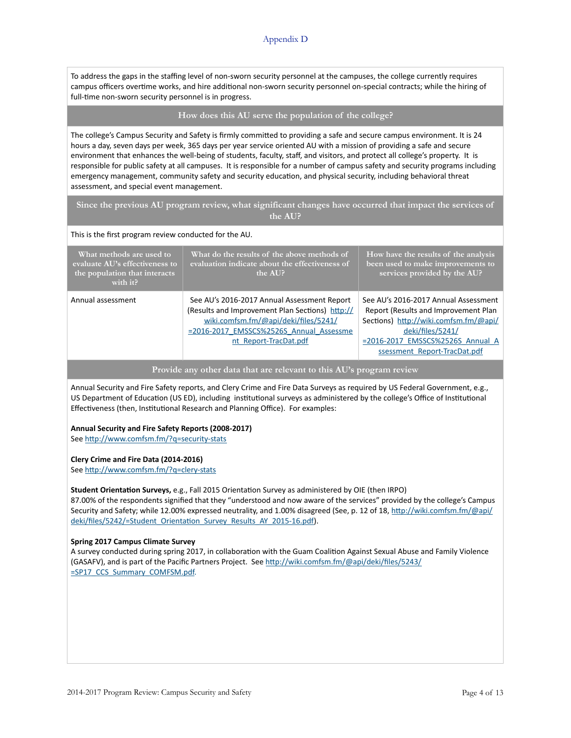Appendix D

To address the gaps in the staffing level of non-sworn security personnel at the campuses, the college currently requires campus officers overtime works, and hire additional non-sworn security personnel on-special contracts; while the hiring of full-time non-sworn security personnel is in progress.

## How does this AU serve the population of the college?

The college's Campus Security and Safety is firmly committed to providing a safe and secure campus environment. It is 24 hours a day, seven days per week, 365 days per year service oriented AU with a mission of providing a safe and secure environment that enhances the well-being of students, faculty, staff, and visitors, and protect all college's property. It is responsible for public safety at all campuses. It is responsible for a number of campus safety and security programs including emergency management, community safety and security education, and physical security, including behavioral threat assessment, and special event management.

## Since the previous AU program review, what significant changes have occurred that impact the services of the AU?

This is the first program review conducted for the AU.

| What methods are used to evaluate AU's effectiveness to the population that interacts with it? | What do the results of the above methods of evaluation indicate about the effectiveness of the AU? | How have the results of the analysis been used to make improvements to services provided by the AU? |
|---|---|---|
| Annual assessment | See AU's 2016-2017 Annual Assessment Report (Results and Improvement Plan Sections) http://wiki.comfsm.fm/@api/deki/files/5241/=2016-2017_EMSSCS%2526S_Annual_Assessment_Report-TracDat.pdf | See AU's 2016-2017 Annual Assessment Report (Results and Improvement Plan Sections) http://wiki.comfsm.fm/@api/deki/files/5241/=2016-2017_EMSSCS%2526S_Annual_Assessment_Report-TracDat.pdf |

## Provide any other data that are relevant to this AU's program review

Annual Security and Fire Safety reports, and Clery Crime and Fire Data Surveys as required by US Federal Government, e.g., US Department of Education (US ED), including institutional surveys as administered by the college's Office of Institutional Effectiveness (then, Institutional Research and Planning Office). For examples:

**Annual Security and Fire Safety Reports (2008-2017)**
See http://www.comfsm.fm/?q=security-stats

**Clery Crime and Fire Data (2014-2016)**
See http://www.comfsm.fm/?q=clery-stats

**Student Orientation Surveys,** e.g., Fall 2015 Orientation Survey as administered by OIE (then IRPO)
87.00% of the respondents signified that they "understood and now aware of the services" provided by the college's Campus Security and Safety; while 12.00% expressed neutrality, and 1.00% disagreed (See, p. 12 of 18, http://wiki.comfsm.fm/@api/deki/files/5242/=Student_Orientation_Survey_Results_AY_2015-16.pdf).

**Spring 2017 Campus Climate Survey**
A survey conducted during spring 2017, in collaboration with the Guam Coalition Against Sexual Abuse and Family Violence (GASAFV), and is part of the Pacific Partners Project. See http://wiki.comfsm.fm/@api/deki/files/5243/=SP17_CCS_Summary_COMFSM.pdf.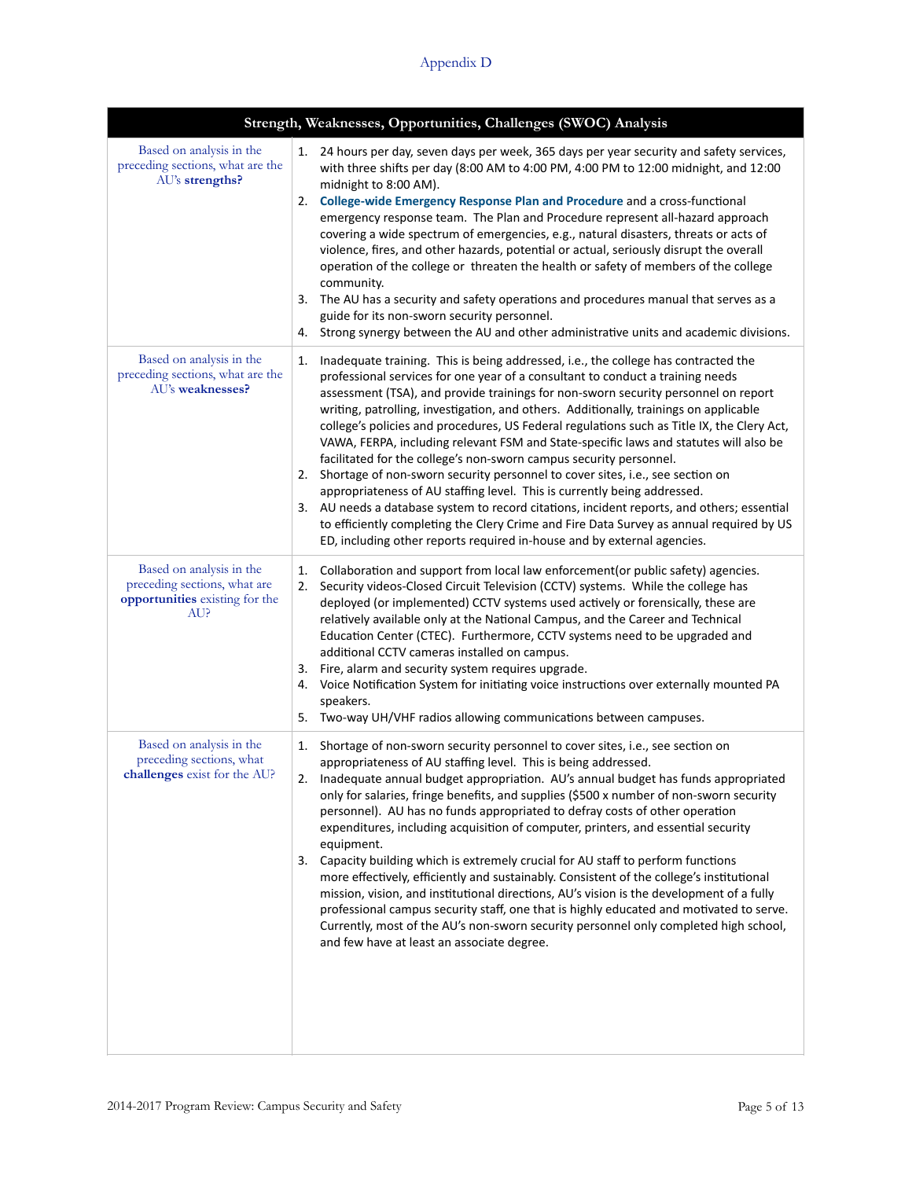Appendix D

| Strength, Weaknesses, Opportunities, Challenges (SWOC) Analysis | |
|---|---|
| Based on analysis in the preceding sections, what are the AU's **strengths?** | 1. 24 hours per day, seven days per week, 365 days per year security and safety services, with three shifts per day (8:00 AM to 4:00 PM, 4:00 PM to 12:00 midnight, and 12:00 midnight to 8:00 AM).<br>2. **College-wide Emergency Response Plan and Procedure** and a cross-functional emergency response team. The Plan and Procedure represent all-hazard approach covering a wide spectrum of emergencies, e.g., natural disasters, threats or acts of violence, fires, and other hazards, potential or actual, seriously disrupt the overall operation of the college or threaten the health or safety of members of the college community.<br>3. The AU has a security and safety operations and procedures manual that serves as a guide for its non-sworn security personnel.<br>4. Strong synergy between the AU and other administrative units and academic divisions. |
| Based on analysis in the preceding sections, what are the AU's **weaknesses?** | 1. Inadequate training. This is being addressed, i.e., the college has contracted the professional services for one year of a consultant to conduct a training needs assessment (TSA), and provide trainings for non-sworn security personnel on report writing, patrolling, investigation, and others. Additionally, trainings on applicable college's policies and procedures, US Federal regulations such as Title IX, the Clery Act, VAWA, FERPA, including relevant FSM and State-specific laws and statutes will also be facilitated for the college's non-sworn campus security personnel.<br>2. Shortage of non-sworn security personnel to cover sites, i.e., see section on appropriateness of AU staffing level. This is currently being addressed.<br>3. AU needs a database system to record citations, incident reports, and others; essential to efficiently completing the Clery Crime and Fire Data Survey as annual required by US ED, including other reports required in-house and by external agencies. |
| Based on analysis in the preceding sections, what are **opportunities** existing for the AU? | 1. Collaboration and support from local law enforcement(or public safety) agencies.<br>2. Security videos-Closed Circuit Television (CCTV) systems. While the college has deployed (or implemented) CCTV systems used actively or forensically, these are relatively available only at the National Campus, and the Career and Technical Education Center (CTEC). Furthermore, CCTV systems need to be upgraded and additional CCTV cameras installed on campus.<br>3. Fire, alarm and security system requires upgrade.<br>4. Voice Notification System for initiating voice instructions over externally mounted PA speakers.<br>5. Two-way UH/VHF radios allowing communications between campuses. |
| Based on analysis in the preceding sections, what **challenges** exist for the AU? | 1. Shortage of non-sworn security personnel to cover sites, i.e., see section on appropriateness of AU staffing level. This is being addressed.<br>2. Inadequate annual budget appropriation. AU's annual budget has funds appropriated only for salaries, fringe benefits, and supplies ($500 x number of non-sworn security personnel). AU has no funds appropriated to defray costs of other operation expenditures, including acquisition of computer, printers, and essential security equipment.<br>3. Capacity building which is extremely crucial for AU staff to perform functions more effectively, efficiently and sustainably. Consistent of the college's institutional mission, vision, and institutional directions, AU's vision is the development of a fully professional campus security staff, one that is highly educated and motivated to serve. Currently, most of the AU's non-sworn security personnel only completed high school, and few have at least an associate degree. |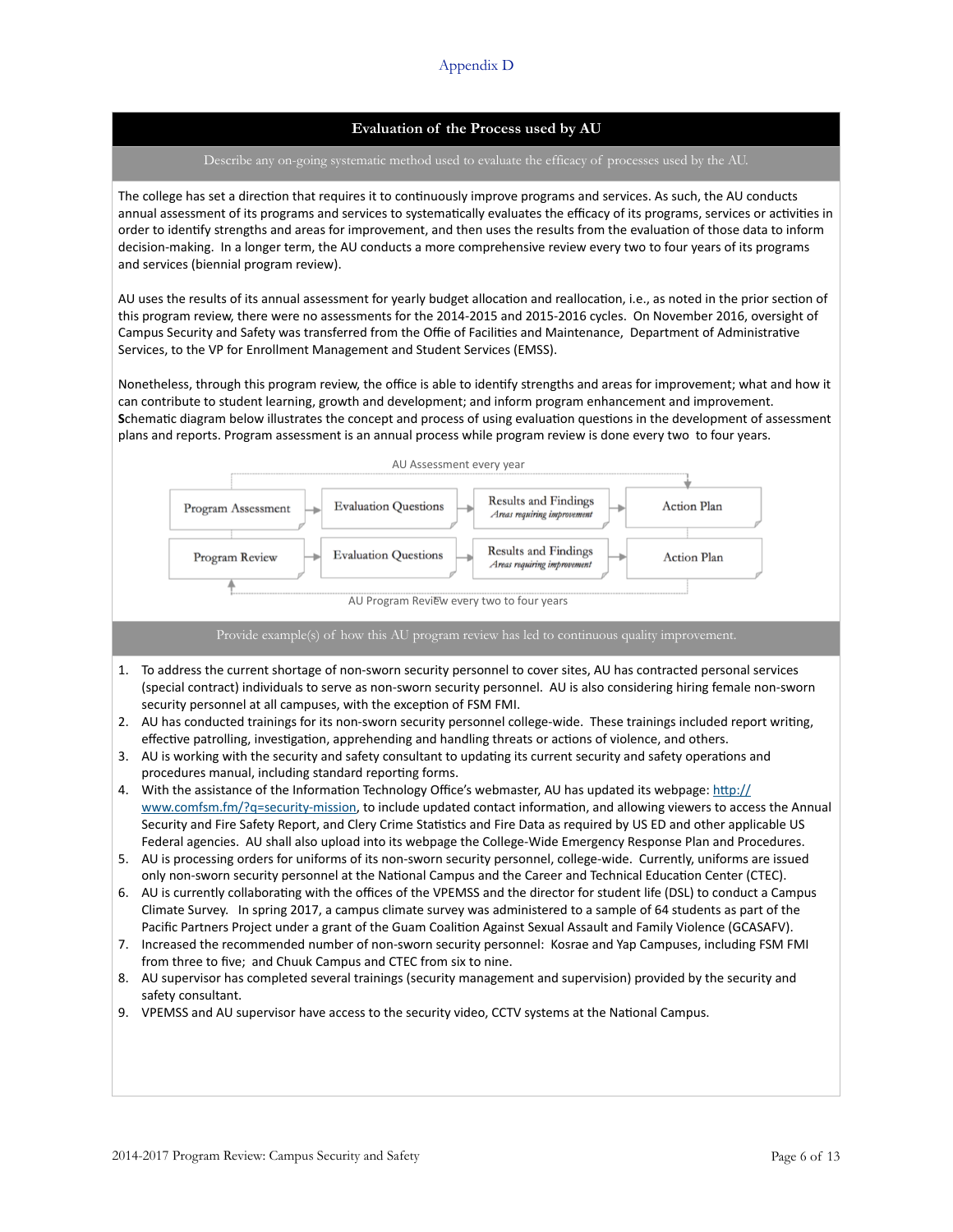Appendix D

## Evaluation of the Process used by AU

**Describe any on-going systematic method used to evaluate the efficacy of processes used by the AU.**

The college has set a direction that requires it to continuously improve programs and services. As such, the AU conducts annual assessment of its programs and services to systematically evaluates the efficacy of its programs, services or activities in order to identify strengths and areas for improvement, and then uses the results from the evaluation of those data to inform decision-making. In a longer term, the AU conducts a more comprehensive review every two to four years of its programs and services (biennial program review).

AU uses the results of its annual assessment for yearly budget allocation and reallocation, i.e., as noted in the prior section of this program review, there were no assessments for the 2014-2015 and 2015-2016 cycles. On November 2016, oversight of Campus Security and Safety was transferred from the Offie of Facilities and Maintenance, Department of Administrative Services, to the VP for Enrollment Management and Student Services (EMSS).

Nonetheless, through this program review, the office is able to identify strengths and areas for improvement; what and how it can contribute to student learning, growth and development; and inform program enhancement and improvement. **S**chematic diagram below illustrates the concept and process of using evaluation questions in the development of assessment plans and reports. Program assessment is an annual process while program review is done every two to four years.

AU Assessment every year

Program Assessment → Evaluation Questions → Results and Findings *Areas requiring improvement* → Action Plan

Program Review → Evaluation Questions → Results and Findings *Areas requiring improvement* → Action Plan

AU Program Review every two to four years

**Provide example(s) of how this AU program review has led to continuous quality improvement.**

1. To address the current shortage of non-sworn security personnel to cover sites, AU has contracted personal services (special contract) individuals to serve as non-sworn security personnel. AU is also considering hiring female non-sworn security personnel at all campuses, with the exception of FSM FMI.
2. AU has conducted trainings for its non-sworn security personnel college-wide. These trainings included report writing, effective patrolling, investigation, apprehending and handling threats or actions of violence, and others.
3. AU is working with the security and safety consultant to updating its current security and safety operations and procedures manual, including standard reporting forms.
4. With the assistance of the Information Technology Office's webmaster, AU has updated its webpage: http://www.comfsm.fm/?q=security-mission, to include updated contact information, and allowing viewers to access the Annual Security and Fire Safety Report, and Clery Crime Statistics and Fire Data as required by US ED and other applicable US Federal agencies. AU shall also upload into its webpage the College-Wide Emergency Response Plan and Procedures.
5. AU is processing orders for uniforms of its non-sworn security personnel, college-wide. Currently, uniforms are issued only non-sworn security personnel at the National Campus and the Career and Technical Education Center (CTEC).
6. AU is currently collaborating with the offices of the VPEMSS and the director for student life (DSL) to conduct a Campus Climate Survey. In spring 2017, a campus climate survey was administered to a sample of 64 students as part of the Pacific Partners Project under a grant of the Guam Coalition Against Sexual Assault and Family Violence (GCASAFV).
7. Increased the recommended number of non-sworn security personnel: Kosrae and Yap Campuses, including FSM FMI from three to five; and Chuuk Campus and CTEC from six to nine.
8. AU supervisor has completed several trainings (security management and supervision) provided by the security and safety consultant.
9. VPEMSS and AU supervisor have access to the security video, CCTV systems at the National Campus.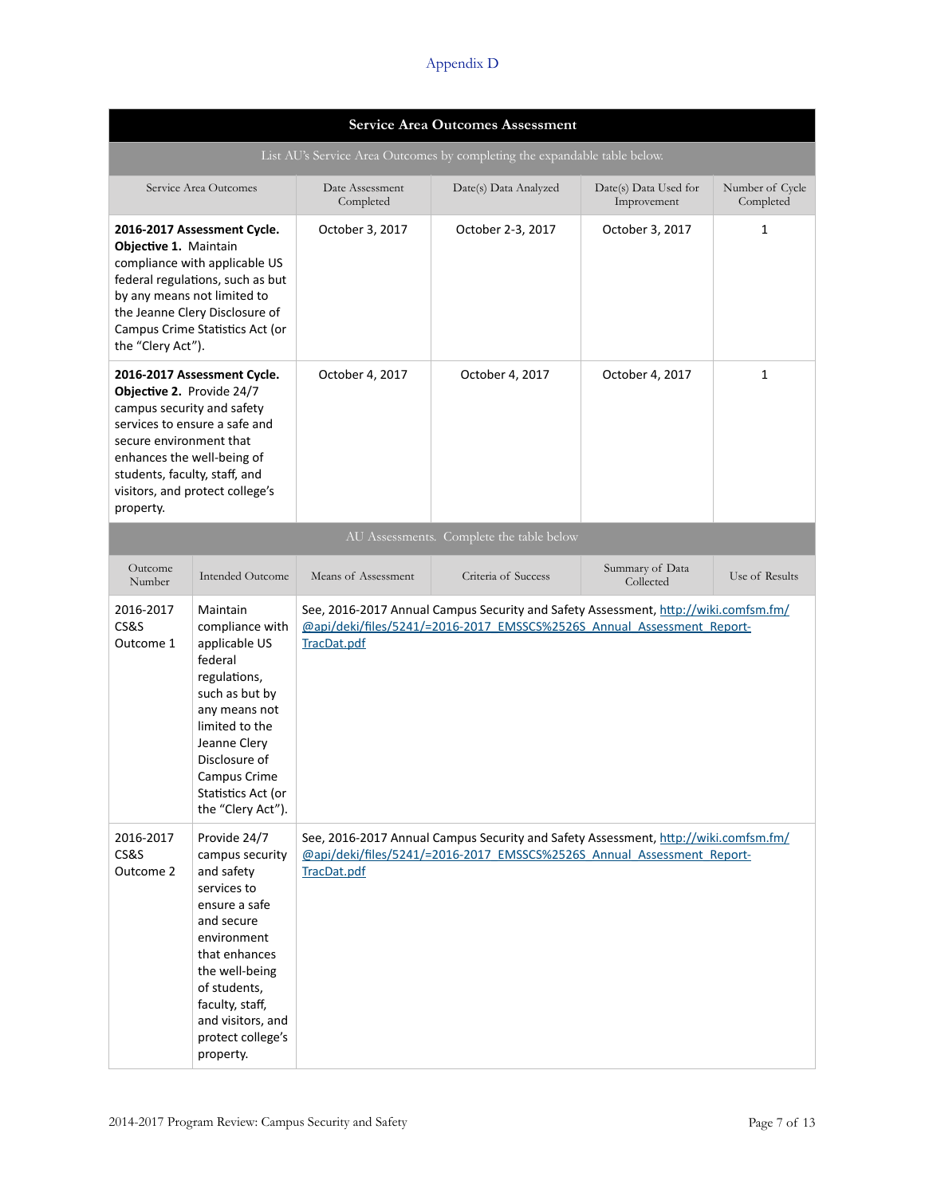Appendix D

| Service Area Outcomes Assessment | | | | |
|---|---|---|---|---|
| List AU's Service Area Outcomes by completing the expandable table below. | | | | |
| Service Area Outcomes | Date Assessment Completed | Date(s) Data Analyzed | Date(s) Data Used for Improvement | Number of Cycle Completed |
| **2016-2017 Assessment Cycle. Objective 1.** Maintain compliance with applicable US federal regulations, such as but by any means not limited to the Jeanne Clery Disclosure of Campus Crime Statistics Act (or the "Clery Act"). | October 3, 2017 | October 2-3, 2017 | October 3, 2017 | 1 |
| **2016-2017 Assessment Cycle. Objective 2.** Provide 24/7 campus security and safety services to ensure a safe and secure environment that enhances the well-being of students, faculty, staff, and visitors, and protect college's property. | October 4, 2017 | October 4, 2017 | October 4, 2017 | 1 |

| AU Assessments. Complete the table below | | | | | |
|---|---|---|---|---|---|
| Outcome Number | Intended Outcome | Means of Assessment | Criteria of Success | Summary of Data Collected | Use of Results |
| 2016-2017 CS&S Outcome 1 | Maintain compliance with applicable US federal regulations, such as but by any means not limited to the Jeanne Clery Disclosure of Campus Crime Statistics Act (or the "Clery Act"). | See, 2016-2017 Annual Campus Security and Safety Assessment, http://wiki.comfsm.fm/@api/deki/files/5241/=2016-2017_EMSSCS%2526S_Annual_Assessment_Report-TracDat.pdf | | | |
| 2016-2017 CS&S Outcome 2 | Provide 24/7 campus security and safety services to ensure a safe and secure environment that enhances the well-being of students, faculty, staff, and visitors, and protect college's property. | See, 2016-2017 Annual Campus Security and Safety Assessment, http://wiki.comfsm.fm/@api/deki/files/5241/=2016-2017_EMSSCS%2526S_Annual_Assessment_Report-TracDat.pdf | | | |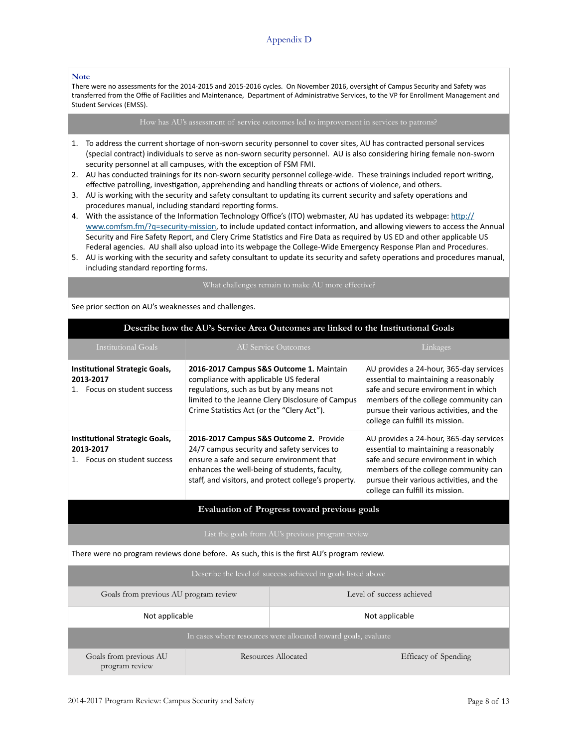# Appendix D

**Note**

There were no assessments for the 2014-2015 and 2015-2016 cycles. On November 2016, oversight of Campus Security and Safety was transferred from the Offie of Facilities and Maintenance, Department of Administrative Services, to the VP for Enrollment Management and Student Services (EMSS).

### How has AU's assessment of service outcomes led to improvement in services to patrons?

1. To address the current shortage of non-sworn security personnel to cover sites, AU has contracted personal services (special contract) individuals to serve as non-sworn security personnel. AU is also considering hiring female non-sworn security personnel at all campuses, with the exception of FSM FMI.
2. AU has conducted trainings for its non-sworn security personnel college-wide. These trainings included report writing, effective patrolling, investigation, apprehending and handling threats or actions of violence, and others.
3. AU is working with the security and safety consultant to updating its current security and safety operations and procedures manual, including standard reporting forms.
4. With the assistance of the Information Technology Office's (ITO) webmaster, AU has updated its webpage: http://www.comfsm.fm/?q=security-mission, to include updated contact information, and allowing viewers to access the Annual Security and Fire Safety Report, and Clery Crime Statistics and Fire Data as required by US ED and other applicable US Federal agencies. AU shall also upload into its webpage the College-Wide Emergency Response Plan and Procedures.
5. AU is working with the security and safety consultant to update its security and safety operations and procedures manual, including standard reporting forms.

### What challenges remain to make AU more effective?

See prior section on AU's weaknesses and challenges.

## Describe how the AU's Service Area Outcomes are linked to the Institutional Goals

| Institutional Goals | AU Service Outcomes | Linkages |
| --- | --- | --- |
| **Institutional Strategic Goals, 2013-2017** 1. Focus on student success | **2016-2017 Campus S&S Outcome 1.** Maintain compliance with applicable US federal regulations, such as but by any means not limited to the Jeanne Clery Disclosure of Campus Crime Statistics Act (or the "Clery Act"). | AU provides a 24-hour, 365-day services essential to maintaining a reasonably safe and secure environment in which members of the college community can pursue their various activities, and the college can fulfill its mission. |
| **Institutional Strategic Goals, 2013-2017** 1. Focus on student success | **2016-2017 Campus S&S Outcome 2.** Provide 24/7 campus security and safety services to ensure a safe and secure environment that enhances the well-being of students, faculty, staff, and visitors, and protect college's property. | AU provides a 24-hour, 365-day services essential to maintaining a reasonably safe and secure environment in which members of the college community can pursue their various activities, and the college can fulfill its mission. |

## Evaluation of Progress toward previous goals

### List the goals from AU's previous program review

There were no program reviews done before. As such, this is the first AU's program review.

### Describe the level of success achieved in goals listed above

| Goals from previous AU program review | Level of success achieved |
| --- | --- |
| Not applicable | Not applicable |

### In cases where resources were allocated toward goals, evaluate

| Goals from previous AU program review | Resources Allocated | Efficacy of Spending |
| --- | --- | --- |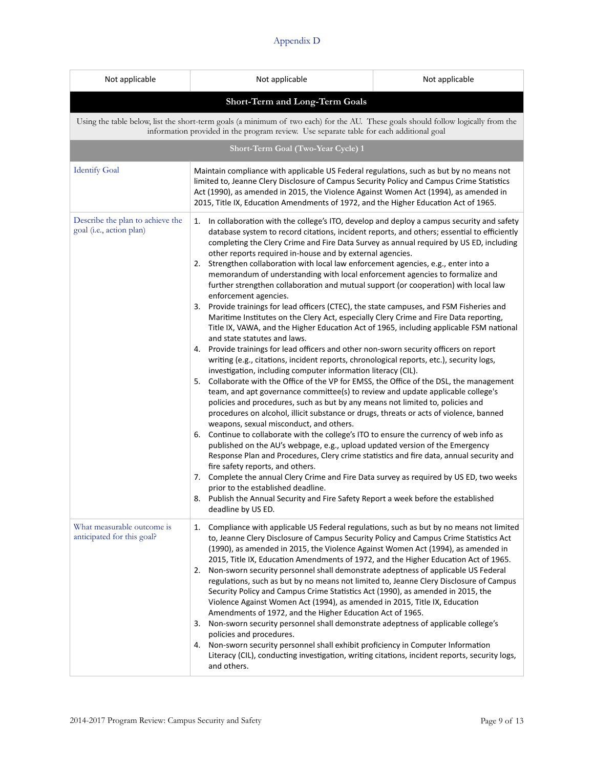Appendix D

| Not applicable | Not applicable | Not applicable |
|---|---|---|

| **Short-Term and Long-Term Goals** | |
|---|---|
| Using the table below, list the short-term goals (a minimum of two each) for the AU. These goals should follow logically from the information provided in the program review. Use separate table for each additional goal | |
| **Short-Term Goal (Two-Year Cycle) 1** | |
| Identify Goal | Maintain compliance with applicable US Federal regulations, such as but by no means not limited to, Jeanne Clery Disclosure of Campus Security Policy and Campus Crime Statistics Act (1990), as amended in 2015, the Violence Against Women Act (1994), as amended in 2015, Title IX, Education Amendments of 1972, and the Higher Education Act of 1965. |
| Describe the plan to achieve the goal (i.e., action plan) | 1. In collaboration with the college's ITO, develop and deploy a campus security and safety database system to record citations, incident reports, and others; essential to efficiently completing the Clery Crime and Fire Data Survey as annual required by US ED, including other reports required in-house and by external agencies.<br>2. Strengthen collaboration with local law enforcement agencies, e.g., enter into a memorandum of understanding with local enforcement agencies to formalize and further strengthen collaboration and mutual support (or cooperation) with local law enforcement agencies.<br>3. Provide trainings for lead officers (CTEC), the state campuses, and FSM Fisheries and Maritime Institutes on the Clery Act, especially Clery Crime and Fire Data reporting, Title IX, VAWA, and the Higher Education Act of 1965, including applicable FSM national and state statutes and laws.<br>4. Provide trainings for lead officers and other non-sworn security officers on report writing (e.g., citations, incident reports, chronological reports, etc.), security logs, investigation, including computer information literacy (CIL).<br>5. Collaborate with the Office of the VP for EMSS, the Office of the DSL, the management team, and apt governance committee(s) to review and update applicable college's policies and procedures, such as but by any means not limited to, policies and procedures on alcohol, illicit substance or drugs, threats or acts of violence, banned weapons, sexual misconduct, and others.<br>6. Continue to collaborate with the college's ITO to ensure the currency of web info as published on the AU's webpage, e.g., upload updated version of the Emergency Response Plan and Procedures, Clery crime statistics and fire data, annual security and fire safety reports, and others.<br>7. Complete the annual Clery Crime and Fire Data survey as required by US ED, two weeks prior to the established deadline.<br>8. Publish the Annual Security and Fire Safety Report a week before the established deadline by US ED. |
| What measurable outcome is anticipated for this goal? | 1. Compliance with applicable US Federal regulations, such as but by no means not limited to, Jeanne Clery Disclosure of Campus Security Policy and Campus Crime Statistics Act (1990), as amended in 2015, the Violence Against Women Act (1994), as amended in 2015, Title IX, Education Amendments of 1972, and the Higher Education Act of 1965.<br>2. Non-sworn security personnel shall demonstrate adeptness of applicable US Federal regulations, such as but by no means not limited to, Jeanne Clery Disclosure of Campus Security Policy and Campus Crime Statistics Act (1990), as amended in 2015, the Violence Against Women Act (1994), as amended in 2015, Title IX, Education Amendments of 1972, and the Higher Education Act of 1965.<br>3. Non-sworn security personnel shall demonstrate adeptness of applicable college's policies and procedures.<br>4. Non-sworn security personnel shall exhibit proficiency in Computer Information Literacy (CIL), conducting investigation, writing citations, incident reports, security logs, and others. |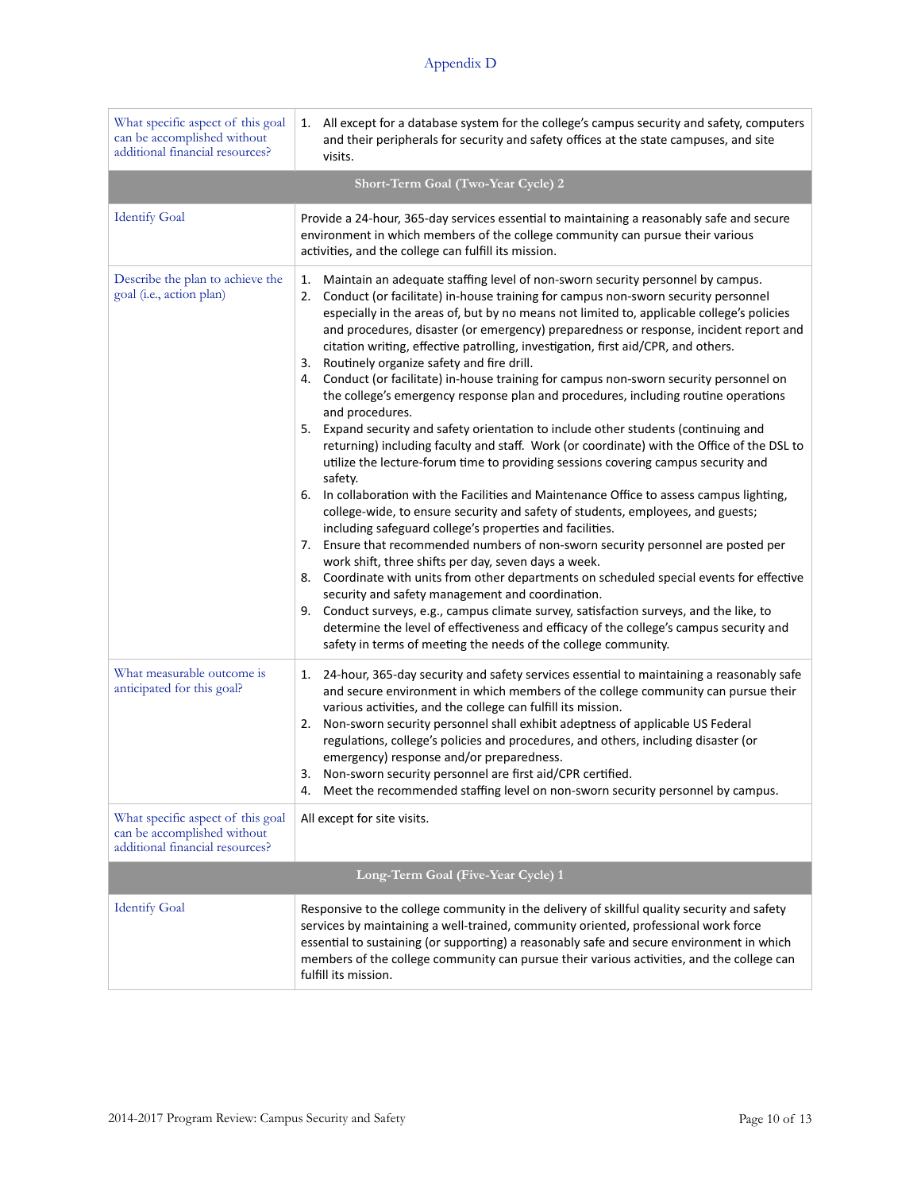# Appendix D

| | |
|---|---|
| What specific aspect of this goal can be accomplished without additional financial resources? | 1. All except for a database system for the college's campus security and safety, computers and their peripherals for security and safety offices at the state campuses, and site visits. |
| **Short-Term Goal (Two-Year Cycle) 2** | |
| Identify Goal | Provide a 24-hour, 365-day services essential to maintaining a reasonably safe and secure environment in which members of the college community can pursue their various activities, and the college can fulfill its mission. |
| Describe the plan to achieve the goal (i.e., action plan) | 1. Maintain an adequate staffing level of non-sworn security personnel by campus.<br>2. Conduct (or facilitate) in-house training for campus non-sworn security personnel especially in the areas of, but by no means not limited to, applicable college's policies and procedures, disaster (or emergency) preparedness or response, incident report and citation writing, effective patrolling, investigation, first aid/CPR, and others.<br>3. Routinely organize safety and fire drill.<br>4. Conduct (or facilitate) in-house training for campus non-sworn security personnel on the college's emergency response plan and procedures, including routine operations and procedures.<br>5. Expand security and safety orientation to include other students (continuing and returning) including faculty and staff. Work (or coordinate) with the Office of the DSL to utilize the lecture-forum time to providing sessions covering campus security and safety.<br>6. In collaboration with the Facilities and Maintenance Office to assess campus lighting, college-wide, to ensure security and safety of students, employees, and guests; including safeguard college's properties and facilities.<br>7. Ensure that recommended numbers of non-sworn security personnel are posted per work shift, three shifts per day, seven days a week.<br>8. Coordinate with units from other departments on scheduled special events for effective security and safety management and coordination.<br>9. Conduct surveys, e.g., campus climate survey, satisfaction surveys, and the like, to determine the level of effectiveness and efficacy of the college's campus security and safety in terms of meeting the needs of the college community. |
| What measurable outcome is anticipated for this goal? | 1. 24-hour, 365-day security and safety services essential to maintaining a reasonably safe and secure environment in which members of the college community can pursue their various activities, and the college can fulfill its mission.<br>2. Non-sworn security personnel shall exhibit adeptness of applicable US Federal regulations, college's policies and procedures, and others, including disaster (or emergency) response and/or preparedness.<br>3. Non-sworn security personnel are first aid/CPR certified.<br>4. Meet the recommended staffing level on non-sworn security personnel by campus. |
| What specific aspect of this goal can be accomplished without additional financial resources? | All except for site visits. |
| **Long-Term Goal (Five-Year Cycle) 1** | |
| Identify Goal | Responsive to the college community in the delivery of skillful quality security and safety services by maintaining a well-trained, community oriented, professional work force essential to sustaining (or supporting) a reasonably safe and secure environment in which members of the college community can pursue their various activities, and the college can fulfill its mission. |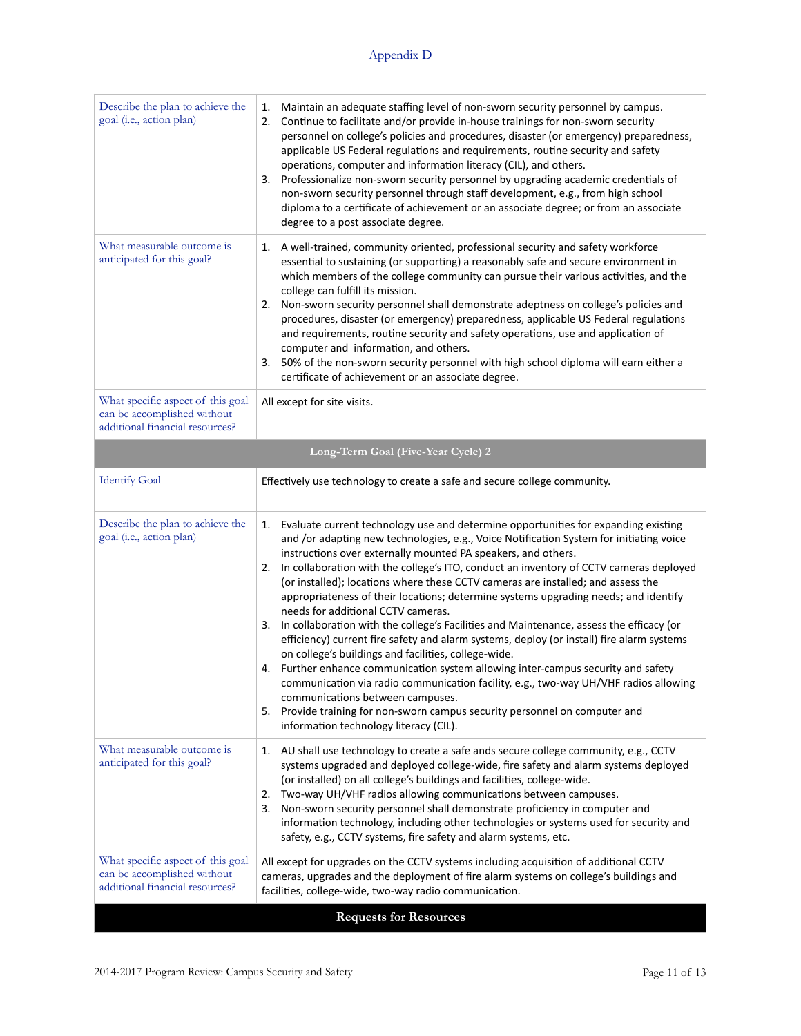Appendix D

| | |
|---|---|
| Describe the plan to achieve the goal (i.e., action plan) | 1. Maintain an adequate staffing level of non-sworn security personnel by campus.<br>2. Continue to facilitate and/or provide in-house trainings for non-sworn security personnel on college's policies and procedures, disaster (or emergency) preparedness, applicable US Federal regulations and requirements, routine security and safety operations, computer and information literacy (CIL), and others.<br>3. Professionalize non-sworn security personnel by upgrading academic credentials of non-sworn security personnel through staff development, e.g., from high school diploma to a certificate of achievement or an associate degree; or from an associate degree to a post associate degree. |
| What measurable outcome is anticipated for this goal? | 1. A well-trained, community oriented, professional security and safety workforce essential to sustaining (or supporting) a reasonably safe and secure environment in which members of the college community can pursue their various activities, and the college can fulfill its mission.<br>2. Non-sworn security personnel shall demonstrate adeptness on college's policies and procedures, disaster (or emergency) preparedness, applicable US Federal regulations and requirements, routine security and safety operations, use and application of computer and information, and others.<br>3. 50% of the non-sworn security personnel with high school diploma will earn either a certificate of achievement or an associate degree. |
| What specific aspect of this goal can be accomplished without additional financial resources? | All except for site visits. |
| **Long-Term Goal (Five-Year Cycle) 2** | |
| Identify Goal | Effectively use technology to create a safe and secure college community. |
| Describe the plan to achieve the goal (i.e., action plan) | 1. Evaluate current technology use and determine opportunities for expanding existing and /or adapting new technologies, e.g., Voice Notification System for initiating voice instructions over externally mounted PA speakers, and others.<br>2. In collaboration with the college's ITO, conduct an inventory of CCTV cameras deployed (or installed); locations where these CCTV cameras are installed; and assess the appropriateness of their locations; determine systems upgrading needs; and identify needs for additional CCTV cameras.<br>3. In collaboration with the college's Facilities and Maintenance, assess the efficacy (or efficiency) current fire safety and alarm systems, deploy (or install) fire alarm systems on college's buildings and facilities, college-wide.<br>4. Further enhance communication system allowing inter-campus security and safety communication via radio communication facility, e.g., two-way UH/VHF radios allowing communications between campuses.<br>5. Provide training for non-sworn campus security personnel on computer and information technology literacy (CIL). |
| What measurable outcome is anticipated for this goal? | 1. AU shall use technology to create a safe ands secure college community, e.g., CCTV systems upgraded and deployed college-wide, fire safety and alarm systems deployed (or installed) on all college's buildings and facilities, college-wide.<br>2. Two-way UH/VHF radios allowing communications between campuses.<br>3. Non-sworn security personnel shall demonstrate proficiency in computer and information technology, including other technologies or systems used for security and safety, e.g., CCTV systems, fire safety and alarm systems, etc. |
| What specific aspect of this goal can be accomplished without additional financial resources? | All except for upgrades on the CCTV systems including acquisition of additional CCTV cameras, upgrades and the deployment of fire alarm systems on college's buildings and facilities, college-wide, two-way radio communication. |
| **Requests for Resources** | |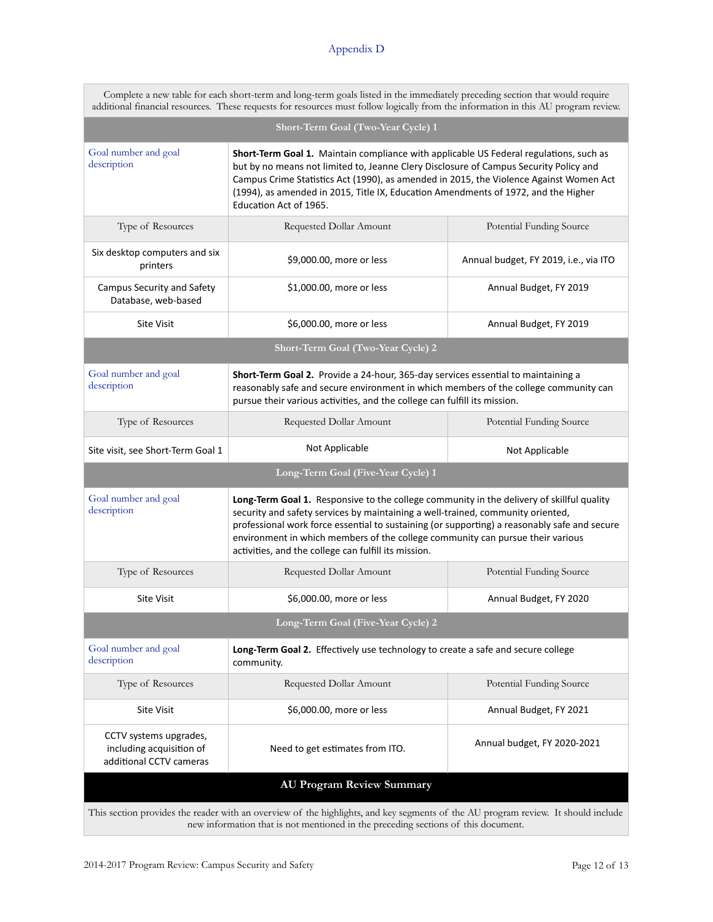Appendix D

| Complete a new table for each short-term and long-term goals listed in the immediately preceding section that would require additional financial resources. These requests for resources must follow logically from the information in this AU program review. | | |
|---|---|---|
| **Short-Term Goal (Two-Year Cycle) 1** | | |
| Goal number and goal description | **Short-Term Goal 1.** Maintain compliance with applicable US Federal regulations, such as but by no means not limited to, Jeanne Clery Disclosure of Campus Security Policy and Campus Crime Statistics Act (1990), as amended in 2015, the Violence Against Women Act (1994), as amended in 2015, Title IX, Education Amendments of 1972, and the Higher Education Act of 1965. | |
| Type of Resources | Requested Dollar Amount | Potential Funding Source |
| Six desktop computers and six printers | $9,000.00, more or less | Annual budget, FY 2019, i.e., via ITO |
| Campus Security and Safety Database, web-based | $1,000.00, more or less | Annual Budget, FY 2019 |
| Site Visit | $6,000.00, more or less | Annual Budget, FY 2019 |
| **Short-Term Goal (Two-Year Cycle) 2** | | |
| Goal number and goal description | **Short-Term Goal 2.** Provide a 24-hour, 365-day services essential to maintaining a reasonably safe and secure environment in which members of the college community can pursue their various activities, and the college can fulfill its mission. | |
| Type of Resources | Requested Dollar Amount | Potential Funding Source |
| Site visit, see Short-Term Goal 1 | Not Applicable | Not Applicable |
| **Long-Term Goal (Five-Year Cycle) 1** | | |
| Goal number and goal description | **Long-Term Goal 1.** Responsive to the college community in the delivery of skillful quality security and safety services by maintaining a well-trained, community oriented, professional work force essential to sustaining (or supporting) a reasonably safe and secure environment in which members of the college community can pursue their various activities, and the college can fulfill its mission. | |
| Type of Resources | Requested Dollar Amount | Potential Funding Source |
| Site Visit | $6,000.00, more or less | Annual Budget, FY 2020 |
| **Long-Term Goal (Five-Year Cycle) 2** | | |
| Goal number and goal description | **Long-Term Goal 2.** Effectively use technology to create a safe and secure college community. | |
| Type of Resources | Requested Dollar Amount | Potential Funding Source |
| Site Visit | $6,000.00, more or less | Annual Budget, FY 2021 |
| CCTV systems upgrades, including acquisition of additional CCTV cameras | Need to get estimates from ITO. | Annual budget, FY 2020-2021 |

## AU Program Review Summary

This section provides the reader with an overview of the highlights, and key segments of the AU program review. It should include new information that is not mentioned in the preceding sections of this document.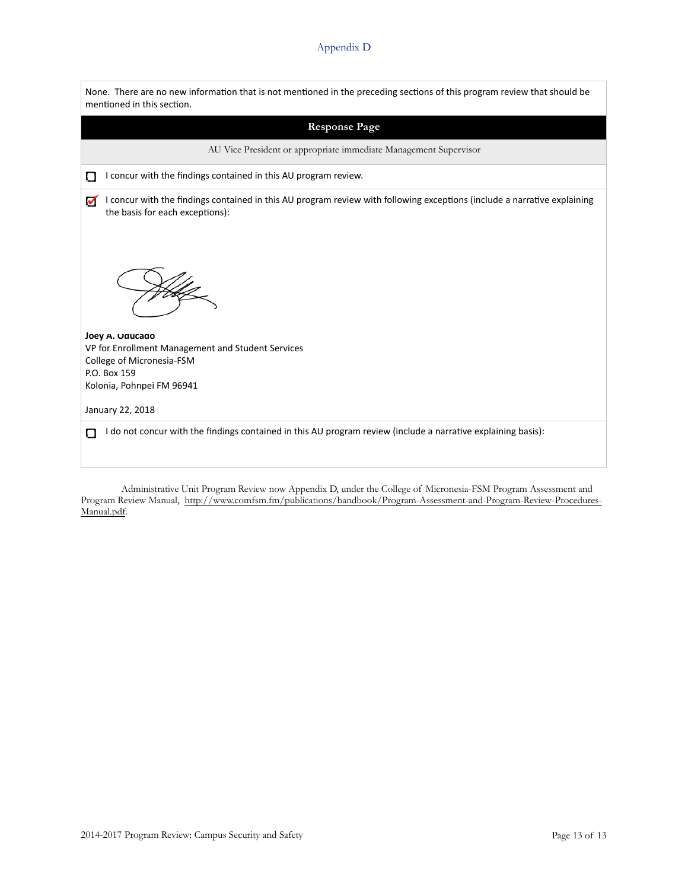Appendix D

None. There are no new information that is not mentioned in the preceding sections of this program review that should be mentioned in this section.

## Response Page

AU Vice President or appropriate immediate Management Supervisor

☐ I concur with the findings contained in this AU program review.

☑ I concur with the findings contained in this AU program review with following exceptions (include a narrative explaining the basis for each exceptions):

**Joey A. Oducado**
VP for Enrollment Management and Student Services
College of Micronesia-FSM
P.O. Box 159
Kolonia, Pohnpei FM 96941

January 22, 2018

☐ I do not concur with the findings contained in this AU program review (include a narrative explaining basis):

Administrative Unit Program Review now Appendix D, under the College of Micronesia-FSM Program Assessment and Program Review Manual, http://www.comfsm.fm/publications/handbook/Program-Assessment-and-Program-Review-Procedures-Manual.pdf.